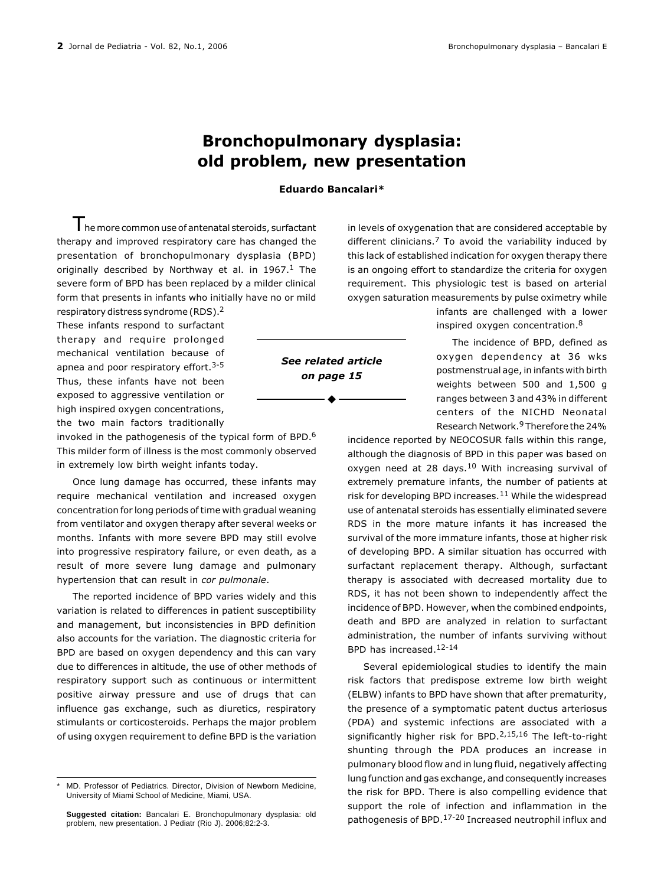# Bronchopulmonary dysplasia: old problem, new presentation

**Eduardo Bancalari***

The more common use of antenatal steroids, surfactant therapy and improved respiratory care has changed the presentation of bronchopulmonary dysplasia (BPD) originally described by Northway et al. in 1967.[1] The severe form of BPD has been replaced by a milder clinical form that presents in infants who initially have no or mild respiratory distress syndrome (RDS).[2] These infants respond to surfactant therapy and require prolonged mechanical ventilation because of apnea and poor respiratory effort.[3-5] Thus, these infants have not been exposed to aggressive ventilation or high inspired oxygen concentrations, the two main factors traditionally invoked in the pathogenesis of the typical form of BPD.[6] This milder form of illness is the most commonly observed in extremely low birth weight infants today.

*See related article on page 15*

Once lung damage has occurred, these infants may require mechanical ventilation and increased oxygen concentration for long periods of time with gradual weaning from ventilator and oxygen therapy after several weeks or months. Infants with more severe BPD may still evolve into progressive respiratory failure, or even death, as a result of more severe lung damage and pulmonary hypertension that can result in *cor pulmonale*.

The reported incidence of BPD varies widely and this variation is related to differences in patient susceptibility and management, but inconsistencies in BPD definition also accounts for the variation. The diagnostic criteria for BPD are based on oxygen dependency and this can vary due to differences in altitude, the use of other methods of respiratory support such as continuous or intermittent positive airway pressure and use of drugs that can influence gas exchange, such as diuretics, respiratory stimulants or corticosteroids. Perhaps the major problem of using oxygen requirement to define BPD is the variation in levels of oxygenation that are considered acceptable by different clinicians.[7] To avoid the variability induced by this lack of established indication for oxygen therapy there is an ongoing effort to standardize the criteria for oxygen requirement. This physiologic test is based on arterial oxygen saturation measurements by pulse oximetry while infants are challenged with a lower inspired oxygen concentration.[8]

The incidence of BPD, defined as oxygen dependency at 36 wks postmenstrual age, in infants with birth weights between 500 and 1,500 g ranges between 3 and 43% in different centers of the NICHD Neonatal Research Network.[9] Therefore the 24% incidence reported by NEOCOSUR falls within this range, although the diagnosis of BPD in this paper was based on oxygen need at 28 days.[10] With increasing survival of extremely premature infants, the number of patients at risk for developing BPD increases.[11] While the widespread use of antenatal steroids has essentially eliminated severe RDS in the more mature infants it has increased the survival of the more immature infants, those at higher risk of developing BPD. A similar situation has occurred with surfactant replacement therapy. Although, surfactant therapy is associated with decreased mortality due to RDS, it has not been shown to independently affect the incidence of BPD. However, when the combined endpoints, death and BPD are analyzed in relation to surfactant administration, the number of infants surviving without BPD has increased.[12-14]

Several epidemiological studies to identify the main risk factors that predispose extreme low birth weight (ELBW) infants to BPD have shown that after prematurity, the presence of a symptomatic patent ductus arteriosus (PDA) and systemic infections are associated with a significantly higher risk for BPD.[2,15,16] The left-to-right shunting through the PDA produces an increase in pulmonary blood flow and in lung fluid, negatively affecting lung function and gas exchange, and consequently increases the risk for BPD. There is also compelling evidence that support the role of infection and inflammation in the pathogenesis of BPD.[17-20] Increased neutrophil influx and

\* MD. Professor of Pediatrics. Director, Division of Newborn Medicine, University of Miami School of Medicine, Miami, USA.

**Suggested citation:** Bancalari E. Bronchopulmonary dysplasia: old problem, new presentation. J Pediatr (Rio J). 2006;82:2-3.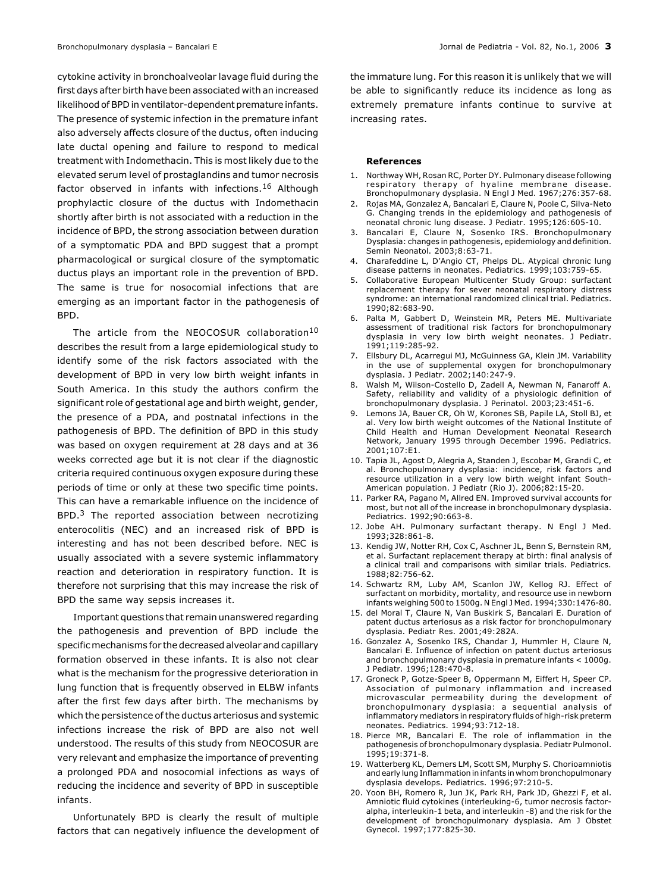cytokine activity in bronchoalveolar lavage fluid during the first days after birth have been associated with an increased likelihood of BPD in ventilator-dependent premature infants. The presence of systemic infection in the premature infant also adversely affects closure of the ductus, often inducing late ductal opening and failure to respond to medical treatment with Indomethacin. This is most likely due to the elevated serum level of prostaglandins and tumor necrosis factor observed in infants with infections.[16] Although prophylactic closure of the ductus with Indomethacin shortly after birth is not associated with a reduction in the incidence of BPD, the strong association between duration of a symptomatic PDA and BPD suggest that a prompt pharmacological or surgical closure of the symptomatic ductus plays an important role in the prevention of BPD. The same is true for nosocomial infections that are emerging as an important factor in the pathogenesis of BPD.

The article from the NEOCOSUR collaboration[10] describes the result from a large epidemiological study to identify some of the risk factors associated with the development of BPD in very low birth weight infants in South America. In this study the authors confirm the significant role of gestational age and birth weight, gender, the presence of a PDA, and postnatal infections in the pathogenesis of BPD. The definition of BPD in this study was based on oxygen requirement at 28 days and at 36 weeks corrected age but it is not clear if the diagnostic criteria required continuous oxygen exposure during these periods of time or only at these two specific time points. This can have a remarkable influence on the incidence of BPD.[3] The reported association between necrotizing enterocolitis (NEC) and an increased risk of BPD is interesting and has not been described before. NEC is usually associated with a severe systemic inflammatory reaction and deterioration in respiratory function. It is therefore not surprising that this may increase the risk of BPD the same way sepsis increases it.

Important questions that remain unanswered regarding the pathogenesis and prevention of BPD include the specific mechanisms for the decreased alveolar and capillary formation observed in these infants. It is also not clear what is the mechanism for the progressive deterioration in lung function that is frequently observed in ELBW infants after the first few days after birth. The mechanisms by which the persistence of the ductus arteriosus and systemic infections increase the risk of BPD are also not well understood. The results of this study from NEOCOSUR are very relevant and emphasize the importance of preventing a prolonged PDA and nosocomial infections as ways of reducing the incidence and severity of BPD in susceptible infants.

Unfortunately BPD is clearly the result of multiple factors that can negatively influence the development of the immature lung. For this reason it is unlikely that we will be able to significantly reduce its incidence as long as extremely premature infants continue to survive at increasing rates.

## References

1. Northway WH, Rosan RC, Porter DY. Pulmonary disease following respiratory therapy of hyaline membrane disease. Bronchopulmonary dysplasia. N Engl J Med. 1967;276:357-68.
2. Rojas MA, Gonzalez A, Bancalari E, Claure N, Poole C, Silva-Neto G. Changing trends in the epidemiology and pathogenesis of neonatal chronic lung disease. J Pediatr. 1995;126:605-10.
3. Bancalari E, Claure N, Sosenko IRS. Bronchopulmonary Dysplasia: changes in pathogenesis, epidemiology and definition. Semin Neonatol. 2003;8:63-71.
4. Charafeddine L, D'Angio CT, Phelps DL. Atypical chronic lung disease patterns in neonates. Pediatrics. 1999;103:759-65.
5. Collaborative European Multicenter Study Group: surfactant replacement therapy for sever neonatal respiratory distress syndrome: an international randomized clinical trial. Pediatrics. 1990;82:683-90.
6. Palta M, Gabbert D, Weinstein MR, Peters ME. Multivariate assessment of traditional risk factors for bronchopulmonary dysplasia in very low birth weight neonates. J Pediatr. 1991;119:285-92.
7. Ellsbury DL, Acarregui MJ, McGuinness GA, Klein JM. Variability in the use of supplemental oxygen for bronchopulmonary dysplasia. J Pediatr. 2002;140:247-9.
8. Walsh M, Wilson-Costello D, Zadell A, Newman N, Fanaroff A. Safety, reliability and validity of a physiologic definition of bronchopulmonary dysplasia. J Perinatol. 2003;23:451-6.
9. Lemons JA, Bauer CR, Oh W, Korones SB, Papile LA, Stoll BJ, et al. Very low birth weight outcomes of the National Institute of Child Health and Human Development Neonatal Research Network, January 1995 through December 1996. Pediatrics. 2001;107:E1.
10. Tapia JL, Agost D, Alegria A, Standen J, Escobar M, Grandi C, et al. Bronchopulmonary dysplasia: incidence, risk factors and resource utilization in a very low birth weight infant South-American population. J Pediatr (Rio J). 2006;82:15-20.
11. Parker RA, Pagano M, Allred EN. Improved survival accounts for most, but not all of the increase in bronchopulmonary dysplasia. Pediatrics. 1992;90:663-8.
12. Jobe AH. Pulmonary surfactant therapy. N Engl J Med. 1993;328:861-8.
13. Kendig JW, Notter RH, Cox C, Aschner JL, Benn S, Bernstein RM, et al. Surfactant replacement therapy at birth: final analysis of a clinical trail and comparisons with similar trials. Pediatrics. 1988;82:756-62.
14. Schwartz RM, Luby AM, Scanlon JW, Kellog RJ. Effect of surfactant on morbidity, mortality, and resource use in newborn infants weighing 500 to 1500g. N Engl J Med. 1994;330:1476-80.
15. del Moral T, Claure N, Van Buskirk S, Bancalari E. Duration of patent ductus arteriosus as a risk factor for bronchopulmonary dysplasia. Pediatr Res. 2001;49:282A.
16. Gonzalez A, Sosenko IRS, Chandar J, Hummler H, Claure N, Bancalari E. Influence of infection on patent ductus arteriosus and bronchopulmonary dysplasia in premature infants < 1000g. J Pediatr. 1996;128:470-8.
17. Groneck P, Gotze-Speer B, Oppermann M, Eiffert H, Speer CP. Association of pulmonary inflammation and increased microvascular permeability during the development of bronchopulmonary dysplasia: a sequential analysis of inflammatory mediators in respiratory fluids of high-risk preterm neonates. Pediatrics. 1994;93:712-18.
18. Pierce MR, Bancalari E. The role of inflammation in the pathogenesis of bronchopulmonary dysplasia. Pediatr Pulmonol. 1995;19:371-8.
19. Watterberg KL, Demers LM, Scott SM, Murphy S. Chorioamniotis and early lung Inflammation in infants in whom bronchopulmonary dysplasia develops. Pediatrics. 1996;97:210-5.
20. Yoon BH, Romero R, Jun JK, Park RH, Park JD, Ghezzi F, et al. Amniotic fluid cytokines (interleuking-6, tumor necrosis factor-alpha, interleukin-1 beta, and interleukin -8) and the risk for the development of bronchopulmonary dysplasia. Am J Obstet Gynecol. 1997;177:825-30.